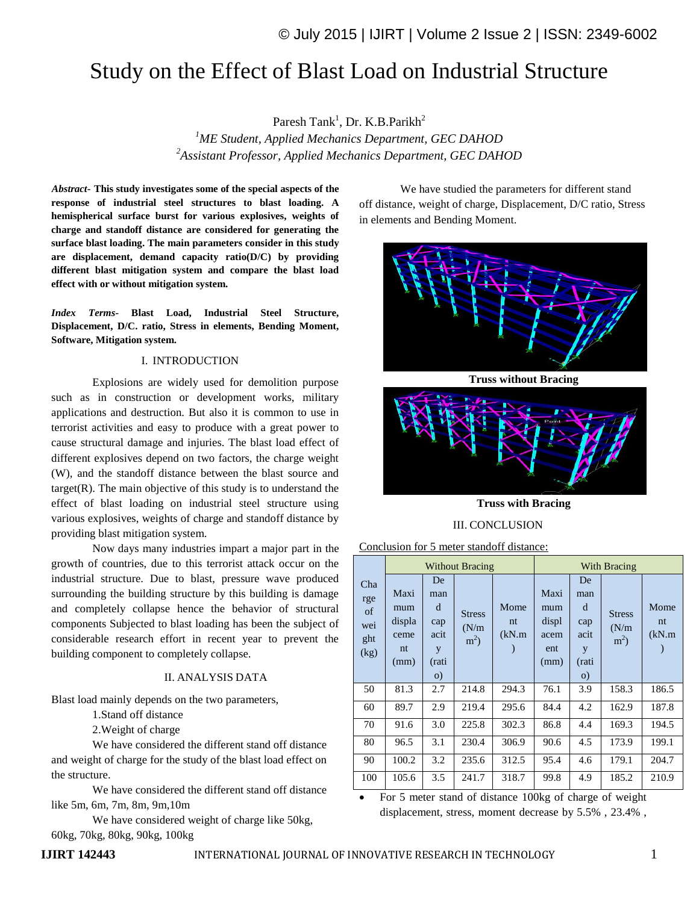# Study on the Effect of Blast Load on Industrial Structure

Paresh Tank[1], Dr. K.B.Parikh[2]

[1]*ME Student, Applied Mechanics Department, GEC DAHOD*

[2]*Assistant Professor, Applied Mechanics Department, GEC DAHOD*

***Abstract-*** **This study investigates some of the special aspects of the response of industrial steel structures to blast loading. A hemispherical surface burst for various explosives, weights of charge and standoff distance are considered for generating the surface blast loading. The main parameters consider in this study are displacement, demand capacity ratio(D/C) by providing different blast mitigation system and compare the blast load effect with or without mitigation system.**

***Index Terms-*** **Blast Load, Industrial Steel Structure, Displacement, D/C. ratio, Stress in elements, Bending Moment, Software, Mitigation system.**

## I. INTRODUCTION

Explosions are widely used for demolition purpose such as in construction or development works, military applications and destruction. But also it is common to use in terrorist activities and easy to produce with a great power to cause structural damage and injuries. The blast load effect of different explosives depend on two factors, the charge weight (W), and the standoff distance between the blast source and target(R). The main objective of this study is to understand the effect of blast loading on industrial steel structure using various explosives, weights of charge and standoff distance by providing blast mitigation system.

Now days many industries impart a major part in the growth of countries, due to this terrorist attack occur on the industrial structure. Due to blast, pressure wave produced surrounding the building structure by this building is damage and completely collapse hence the behavior of structural components Subjected to blast loading has been the subject of considerable research effort in recent year to prevent the building component to completely collapse.

## II. ANALYSIS DATA

Blast load mainly depends on the two parameters,

1. Stand off distance
2. Weight of charge

We have considered the different stand off distance and weight of charge for the study of the blast load effect on the structure.

We have considered the different stand off distance like 5m, 6m, 7m, 8m, 9m,10m

We have considered weight of charge like 50kg, 60kg, 70kg, 80kg, 90kg, 100kg

We have studied the parameters for different stand off distance, weight of charge, Displacement, D/C ratio, Stress in elements and Bending Moment.

**Truss without Bracing**

**Truss with Bracing**

## III. CONCLUSION

Conclusion for 5 meter standoff distance:

| Charge of weight (kg) | Without Bracing | | | | With Bracing | | | |
|---|---|---|---|---|---|---|---|---|
| | Maximum displacement (mm) | Demand capacity (ratio) | Stress ($N/m^2$) | Moment (kN.m) | Maximum displacement (mm) | Demand capacity (ratio) | Stress ($N/m^2$) | Moment (kN.m) |
| 50 | 81.3 | 2.7 | 214.8 | 294.3 | 76.1 | 3.9 | 158.3 | 186.5 |
| 60 | 89.7 | 2.9 | 219.4 | 295.6 | 84.4 | 4.2 | 162.9 | 187.8 |
| 70 | 91.6 | 3.0 | 225.8 | 302.3 | 86.8 | 4.4 | 169.3 | 194.5 |
| 80 | 96.5 | 3.1 | 230.4 | 306.9 | 90.6 | 4.5 | 173.9 | 199.1 |
| 90 | 100.2 | 3.2 | 235.6 | 312.5 | 95.4 | 4.6 | 179.1 | 204.7 |
| 100 | 105.6 | 3.5 | 241.7 | 318.7 | 99.8 | 4.9 | 185.2 | 210.9 |

- For 5 meter stand of distance 100kg of charge of weight displacement, stress, moment decrease by 5.5% , 23.4% ,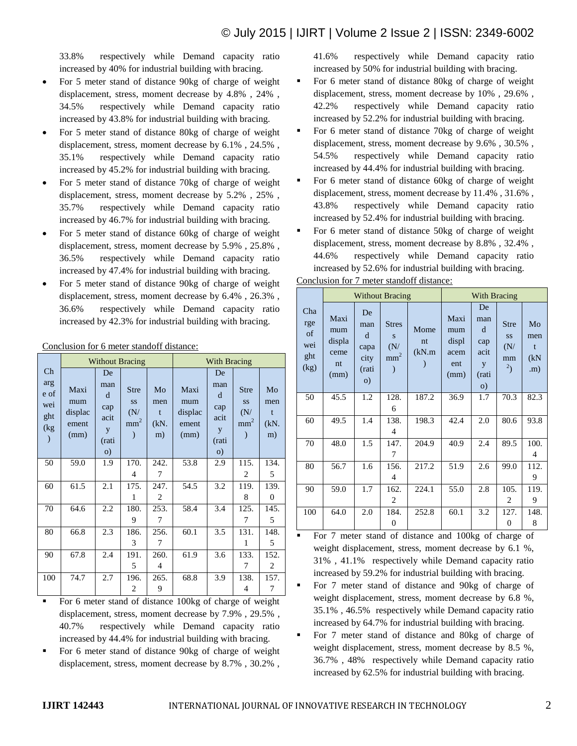33.8% respectively while Demand capacity ratio increased by 40% for industrial building with bracing.

- For 5 meter stand of distance 90kg of charge of weight displacement, stress, moment decrease by 4.8% , 24% , 34.5% respectively while Demand capacity ratio increased by 43.8% for industrial building with bracing.
- For 5 meter stand of distance 80kg of charge of weight displacement, stress, moment decrease by 6.1% , 24.5% , 35.1% respectively while Demand capacity ratio increased by 45.2% for industrial building with bracing.
- For 5 meter stand of distance 70kg of charge of weight displacement, stress, moment decrease by 5.2% , 25% , 35.7% respectively while Demand capacity ratio increased by 46.7% for industrial building with bracing.
- For 5 meter stand of distance 60kg of charge of weight displacement, stress, moment decrease by 5.9% , 25.8% , 36.5% respectively while Demand capacity ratio increased by 47.4% for industrial building with bracing.
- For 5 meter stand of distance 90kg of charge of weight displacement, stress, moment decrease by 6.4% , 26.3% , 36.6% respectively while Demand capacity ratio increased by 42.3% for industrial building with bracing.

Conclusion for 6 meter standoff distance:

| Charge of weight (kg) | Without Bracing | | | | With Bracing | | | |
|---|---|---|---|---|---|---|---|---|
| | Maximum displacement (mm) | Demand capacity (ratio) | Stress (N/mm²) | Moment (kN.m) | Maximum displacement (mm) | Demand capacity (ratio) | Stress (N/mm²) | Moment (kN.m) |
| 50 | 59.0 | 1.9 | 170.4 | 242.7 | 53.8 | 2.9 | 115.2 | 134.5 |
| 60 | 61.5 | 2.1 | 175.1 | 247.2 | 54.5 | 3.2 | 119.8 | 139.0 |
| 70 | 64.6 | 2.2 | 180.9 | 253.7 | 58.4 | 3.4 | 125.7 | 145.5 |
| 80 | 66.8 | 2.3 | 186.3 | 256.7 | 60.1 | 3.5 | 131.1 | 148.5 |
| 90 | 67.8 | 2.4 | 191.5 | 260.4 | 61.9 | 3.6 | 133.7 | 152.2 |
| 100 | 74.7 | 2.7 | 196.2 | 265.9 | 68.8 | 3.9 | 138.4 | 157.7 |

- For 6 meter stand of distance 100kg of charge of weight displacement, stress, moment decrease by 7.9% , 29.5% , 40.7% respectively while Demand capacity ratio increased by 44.4% for industrial building with bracing.
- For 6 meter stand of distance 90kg of charge of weight displacement, stress, moment decrease by 8.7% , 30.2% , 41.6% respectively while Demand capacity ratio increased by 50% for industrial building with bracing.
- For 6 meter stand of distance 80kg of charge of weight displacement, stress, moment decrease by 10% , 29.6% , 42.2% respectively while Demand capacity ratio increased by 52.2% for industrial building with bracing.
- For 6 meter stand of distance 70kg of charge of weight displacement, stress, moment decrease by 9.6% , 30.5% , 54.5% respectively while Demand capacity ratio increased by 44.4% for industrial building with bracing.
- For 6 meter stand of distance 60kg of charge of weight displacement, stress, moment decrease by 11.4% , 31.6% , 43.8% respectively while Demand capacity ratio increased by 52.4% for industrial building with bracing.
- For 6 meter stand of distance 50kg of charge of weight displacement, stress, moment decrease by 8.8% , 32.4% , 44.6% respectively while Demand capacity ratio increased by 52.6% for industrial building with bracing.

Conclusion for 7 meter standoff distance:

| Charge of weight (kg) | Without Bracing | | | | With Bracing | | | |
|---|---|---|---|---|---|---|---|---|
| | Maximum displacement (mm) | Demand capacity (ratio) | Stress (N/mm²) | Moment (kN.m) | Maximum displacement (mm) | Demand capacity (ratio) | Stress (N/mm²) | Moment (kN.m) |
| 50 | 45.5 | 1.2 | 128.6 | 187.2 | 36.9 | 1.7 | 70.3 | 82.3 |
| 60 | 49.5 | 1.4 | 138.4 | 198.3 | 42.4 | 2.0 | 80.6 | 93.8 |
| 70 | 48.0 | 1.5 | 147.7 | 204.9 | 40.9 | 2.4 | 89.5 | 100.4 |
| 80 | 56.7 | 1.6 | 156.4 | 217.2 | 51.9 | 2.6 | 99.0 | 112.9 |
| 90 | 59.0 | 1.7 | 162.2 | 224.1 | 55.0 | 2.8 | 105.2 | 119.9 |
| 100 | 64.0 | 2.0 | 184.0 | 252.8 | 60.1 | 3.2 | 127.0 | 148.8 |

- For 7 meter stand of distance and 100kg of charge of weight displacement, stress, moment decrease by 6.1 %, 31% , 41.1% respectively while Demand capacity ratio increased by 59.2% for industrial building with bracing.
- For 7 meter stand of distance and 90kg of charge of weight displacement, stress, moment decrease by 6.8 %, 35.1% , 46.5% respectively while Demand capacity ratio increased by 64.7% for industrial building with bracing.
- For 7 meter stand of distance and 80kg of charge of weight displacement, stress, moment decrease by 8.5 %, 36.7% , 48% respectively while Demand capacity ratio increased by 62.5% for industrial building with bracing.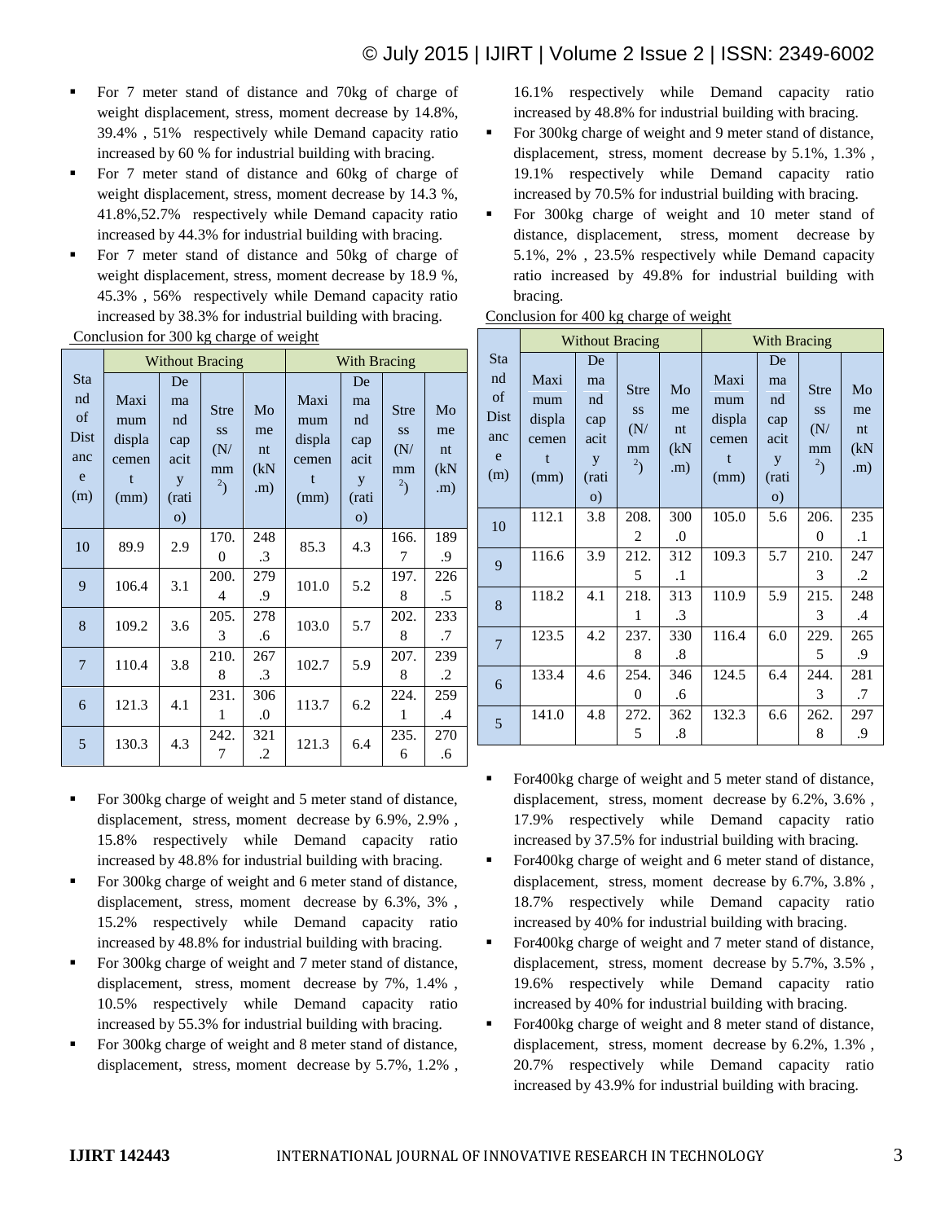- For 7 meter stand of distance and 70kg of charge of weight displacement, stress, moment decrease by 14.8%, 39.4% , 51% respectively while Demand capacity ratio increased by 60 % for industrial building with bracing.
- For 7 meter stand of distance and 60kg of charge of weight displacement, stress, moment decrease by 14.3 %, 41.8%,52.7% respectively while Demand capacity ratio increased by 44.3% for industrial building with bracing.
- For 7 meter stand of distance and 50kg of charge of weight displacement, stress, moment decrease by 18.9 %, 45.3% , 56% respectively while Demand capacity ratio increased by 38.3% for industrial building with bracing.

Conclusion for 300 kg charge of weight

| Stand of Distance (m) | Without Bracing | | | | With Bracing | | | |
|---|---|---|---|---|---|---|---|---|
| | Maximum displacement (mm) | Demand capacity (ratio) | Stress (N/mm$^2$) | Moment (kN.m) | Maximum displacement (mm) | Demand capacity (ratio) | Stress (N/mm$^2$) | Moment (kN.m) |
| 10 | 89.9 | 2.9 | 170.0 | 248.3 | 85.3 | 4.3 | 166.7 | 189.9 |
| 9 | 106.4 | 3.1 | 200.4 | 279.9 | 101.0 | 5.2 | 197.8 | 226.5 |
| 8 | 109.2 | 3.6 | 205.3 | 278.6 | 103.0 | 5.7 | 202.8 | 233.7 |
| 7 | 110.4 | 3.8 | 210.8 | 267.3 | 102.7 | 5.9 | 207.8 | 239.2 |
| 6 | 121.3 | 4.1 | 231.1 | 306.0 | 113.7 | 6.2 | 224.1 | 259.4 |
| 5 | 130.3 | 4.3 | 242.7 | 321.2 | 121.3 | 6.4 | 235.6 | 270.6 |

- For 300kg charge of weight and 5 meter stand of distance, displacement, stress, moment decrease by 6.9%, 2.9% , 15.8% respectively while Demand capacity ratio increased by 48.8% for industrial building with bracing.
- For 300kg charge of weight and 6 meter stand of distance, displacement, stress, moment decrease by 6.3%, 3% , 15.2% respectively while Demand capacity ratio increased by 48.8% for industrial building with bracing.
- For 300kg charge of weight and 7 meter stand of distance, displacement, stress, moment decrease by 7%, 1.4% , 10.5% respectively while Demand capacity ratio increased by 55.3% for industrial building with bracing.
- For 300kg charge of weight and 8 meter stand of distance, displacement, stress, moment decrease by 5.7%, 1.2% , 16.1% respectively while Demand capacity ratio increased by 48.8% for industrial building with bracing.
- For 300kg charge of weight and 9 meter stand of distance, displacement, stress, moment decrease by 5.1%, 1.3% , 19.1% respectively while Demand capacity ratio increased by 70.5% for industrial building with bracing.
- For 300kg charge of weight and 10 meter stand of distance, displacement, stress, moment decrease by 5.1%, 2% , 23.5% respectively while Demand capacity ratio increased by 49.8% for industrial building with bracing.

Conclusion for 400 kg charge of weight

| Stand of Distance (m) | Without Bracing | | | | With Bracing | | | |
|---|---|---|---|---|---|---|---|---|
| | Maximum displacement (mm) | Demand capacity (ratio) | Stress (N/mm$^2$) | Moment (kN.m) | Maximum displacement (mm) | Demand capacity (ratio) | Stress (N/mm$^2$) | Moment (kN.m) |
| 10 | 112.1 | 3.8 | 208.2 | 300.0 | 105.0 | 5.6 | 206.0 | 235.1 |
| 9 | 116.6 | 3.9 | 212.5 | 312.1 | 109.3 | 5.7 | 210.3 | 247.2 |
| 8 | 118.2 | 4.1 | 218.1 | 313.3 | 110.9 | 5.9 | 215.3 | 248.4 |
| 7 | 123.5 | 4.2 | 237.8 | 330.8 | 116.4 | 6.0 | 229.5 | 265.9 |
| 6 | 133.4 | 4.6 | 254.0 | 346.6 | 124.5 | 6.4 | 244.3 | 281.7 |
| 5 | 141.0 | 4.8 | 272.5 | 362.8 | 132.3 | 6.6 | 262.8 | 297.9 |

- For400kg charge of weight and 5 meter stand of distance, displacement, stress, moment decrease by 6.2%, 3.6% , 17.9% respectively while Demand capacity ratio increased by 37.5% for industrial building with bracing.
- For400kg charge of weight and 6 meter stand of distance, displacement, stress, moment decrease by 6.7%, 3.8% , 18.7% respectively while Demand capacity ratio increased by 40% for industrial building with bracing.
- For400kg charge of weight and 7 meter stand of distance, displacement, stress, moment decrease by 5.7%, 3.5% , 19.6% respectively while Demand capacity ratio increased by 40% for industrial building with bracing.
- For400kg charge of weight and 8 meter stand of distance, displacement, stress, moment decrease by 6.2%, 1.3% , 20.7% respectively while Demand capacity ratio increased by 43.9% for industrial building with bracing.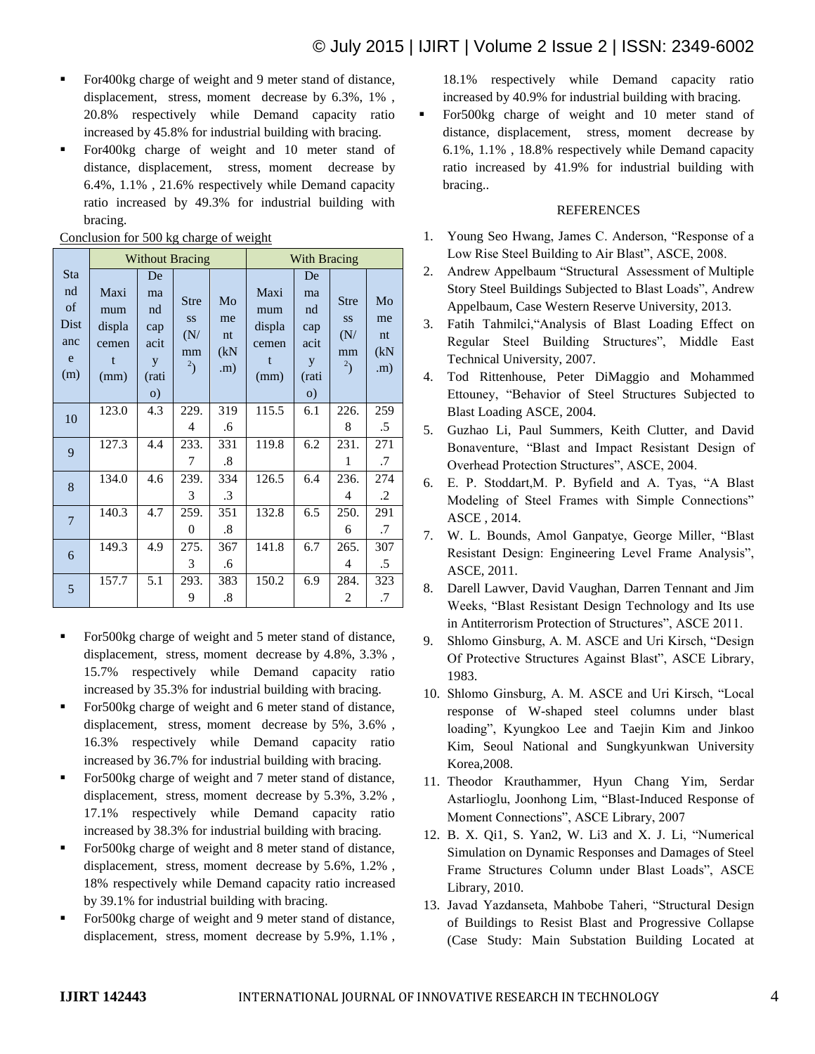- For400kg charge of weight and 9 meter stand of distance, displacement, stress, moment decrease by 6.3%, 1% , 20.8% respectively while Demand capacity ratio increased by 45.8% for industrial building with bracing.
- For400kg charge of weight and 10 meter stand of distance, displacement, stress, moment decrease by 6.4%, 1.1% , 21.6% respectively while Demand capacity ratio increased by 49.3% for industrial building with bracing.

Conclusion for 500 kg charge of weight

| Stand of Distance (m) | Without Bracing | | | | With Bracing | | | |
|---|---|---|---|---|---|---|---|---|
| | Maximum displacement (mm) | Demand capacity (ratio) | Stress ($N/mm^2$) | Moment (kN.m) | Maximum displacement (mm) | Demand capacity (ratio) | Stress ($N/mm^2$) | Moment (kN.m) |
| 10 | 123.0 | 4.3 | 229.4 | 319.6 | 115.5 | 6.1 | 226.8 | 259.5 |
| 9 | 127.3 | 4.4 | 233.7 | 331.8 | 119.8 | 6.2 | 231.1 | 271.7 |
| 8 | 134.0 | 4.6 | 239.3 | 334.3 | 126.5 | 6.4 | 236.4 | 274.2 |
| 7 | 140.3 | 4.7 | 259.0 | 351.8 | 132.8 | 6.5 | 250.6 | 291.7 |
| 6 | 149.3 | 4.9 | 275.3 | 367.6 | 141.8 | 6.7 | 265.4 | 307.5 |
| 5 | 157.7 | 5.1 | 293.9 | 383.8 | 150.2 | 6.9 | 284.2 | 323.7 |

- For500kg charge of weight and 5 meter stand of distance, displacement, stress, moment decrease by 4.8%, 3.3% , 15.7% respectively while Demand capacity ratio increased by 35.3% for industrial building with bracing.
- For500kg charge of weight and 6 meter stand of distance, displacement, stress, moment decrease by 5%, 3.6% , 16.3% respectively while Demand capacity ratio increased by 36.7% for industrial building with bracing.
- For500kg charge of weight and 7 meter stand of distance, displacement, stress, moment decrease by 5.3%, 3.2% , 17.1% respectively while Demand capacity ratio increased by 38.3% for industrial building with bracing.
- For500kg charge of weight and 8 meter stand of distance, displacement, stress, moment decrease by 5.6%, 1.2% , 18% respectively while Demand capacity ratio increased by 39.1% for industrial building with bracing.
- For500kg charge of weight and 9 meter stand of distance, displacement, stress, moment decrease by 5.9%, 1.1% , 18.1% respectively while Demand capacity ratio increased by 40.9% for industrial building with bracing.
- For500kg charge of weight and 10 meter stand of distance, displacement, stress, moment decrease by 6.1%, 1.1% , 18.8% respectively while Demand capacity ratio increased by 41.9% for industrial building with bracing..

## REFERENCES

1. Young Seo Hwang, James C. Anderson, "Response of a Low Rise Steel Building to Air Blast", ASCE, 2008.
2. Andrew Appelbaum "Structural Assessment of Multiple Story Steel Buildings Subjected to Blast Loads", Andrew Appelbaum, Case Western Reserve University, 2013.
3. Fatih Tahmilci,"Analysis of Blast Loading Effect on Regular Steel Building Structures", Middle East Technical University, 2007.
4. Tod Rittenhouse, Peter DiMaggio and Mohammed Ettouney, "Behavior of Steel Structures Subjected to Blast Loading ASCE, 2004.
5. Guzhao Li, Paul Summers, Keith Clutter, and David Bonaventure, "Blast and Impact Resistant Design of Overhead Protection Structures", ASCE, 2004.
6. E. P. Stoddart,M. P. Byfield and A. Tyas, "A Blast Modeling of Steel Frames with Simple Connections" ASCE , 2014.
7. W. L. Bounds, Amol Ganpatye, George Miller, "Blast Resistant Design: Engineering Level Frame Analysis", ASCE, 2011.
8. Darell Lawver, David Vaughan, Darren Tennant and Jim Weeks, "Blast Resistant Design Technology and Its use in Antiterrorism Protection of Structures", ASCE 2011.
9. Shlomo Ginsburg, A. M. ASCE and Uri Kirsch, "Design Of Protective Structures Against Blast", ASCE Library, 1983.
10. Shlomo Ginsburg, A. M. ASCE and Uri Kirsch, "Local response of W-shaped steel columns under blast loading", Kyungkoo Lee and Taejin Kim and Jinkoo Kim, Seoul National and Sungkyunkwan University Korea,2008.
11. Theodor Krauthammer, Hyun Chang Yim, Serdar Astarlioglu, Joonhong Lim, "Blast-Induced Response of Moment Connections", ASCE Library, 2007
12. B. X. Qi1, S. Yan2, W. Li3 and X. J. Li, "Numerical Simulation on Dynamic Responses and Damages of Steel Frame Structures Column under Blast Loads", ASCE Library, 2010.
13. Javad Yazdanseta, Mahbobe Taheri, "Structural Design of Buildings to Resist Blast and Progressive Collapse (Case Study: Main Substation Building Located at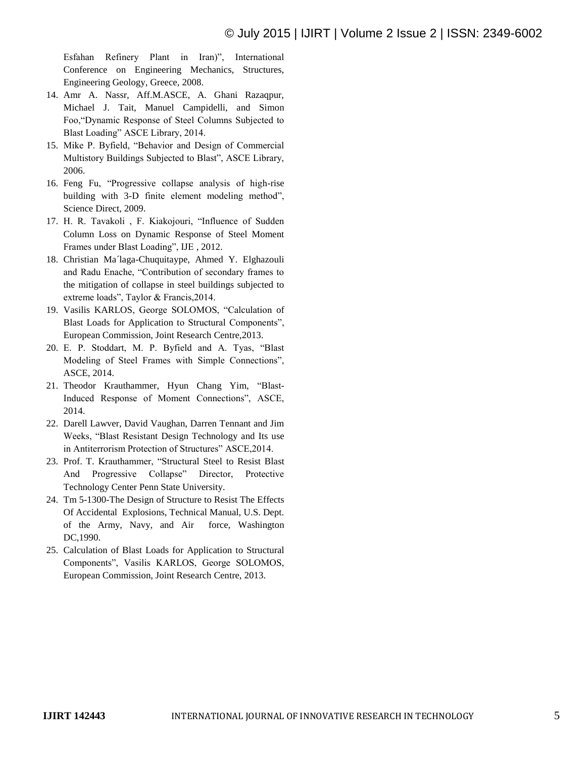Esfahan Refinery Plant in Iran)", International Conference on Engineering Mechanics, Structures, Engineering Geology, Greece, 2008.

14. Amr A. Nassr, Aff.M.ASCE, A. Ghani Razaqpur, Michael J. Tait, Manuel Campidelli, and Simon Foo,"Dynamic Response of Steel Columns Subjected to Blast Loading" ASCE Library, 2014.
15. Mike P. Byfield, "Behavior and Design of Commercial Multistory Buildings Subjected to Blast", ASCE Library, 2006.
16. Feng Fu, "Progressive collapse analysis of high-rise building with 3-D finite element modeling method", Science Direct, 2009.
17. H. R. Tavakoli , F. Kiakojouri, "Influence of Sudden Column Loss on Dynamic Response of Steel Moment Frames under Blast Loading", IJE , 2012.
18. Christian Ma´laga-Chuquitaype, Ahmed Y. Elghazouli and Radu Enache, "Contribution of secondary frames to the mitigation of collapse in steel buildings subjected to extreme loads", Taylor & Francis,2014.
19. Vasilis KARLOS, George SOLOMOS, "Calculation of Blast Loads for Application to Structural Components", European Commission, Joint Research Centre,2013.
20. E. P. Stoddart, M. P. Byfield and A. Tyas, "Blast Modeling of Steel Frames with Simple Connections", ASCE, 2014.
21. Theodor Krauthammer, Hyun Chang Yim, "Blast-Induced Response of Moment Connections", ASCE, 2014.
22. Darell Lawver, David Vaughan, Darren Tennant and Jim Weeks, "Blast Resistant Design Technology and Its use in Antiterrorism Protection of Structures" ASCE,2014.
23. Prof. T. Krauthammer, "Structural Steel to Resist Blast And Progressive Collapse" Director, Protective Technology Center Penn State University.
24. Tm 5-1300-The Design of Structure to Resist The Effects Of Accidental Explosions, Technical Manual, U.S. Dept. of the Army, Navy, and Air force, Washington DC,1990.
25. Calculation of Blast Loads for Application to Structural Components", Vasilis KARLOS, George SOLOMOS, European Commission, Joint Research Centre, 2013.